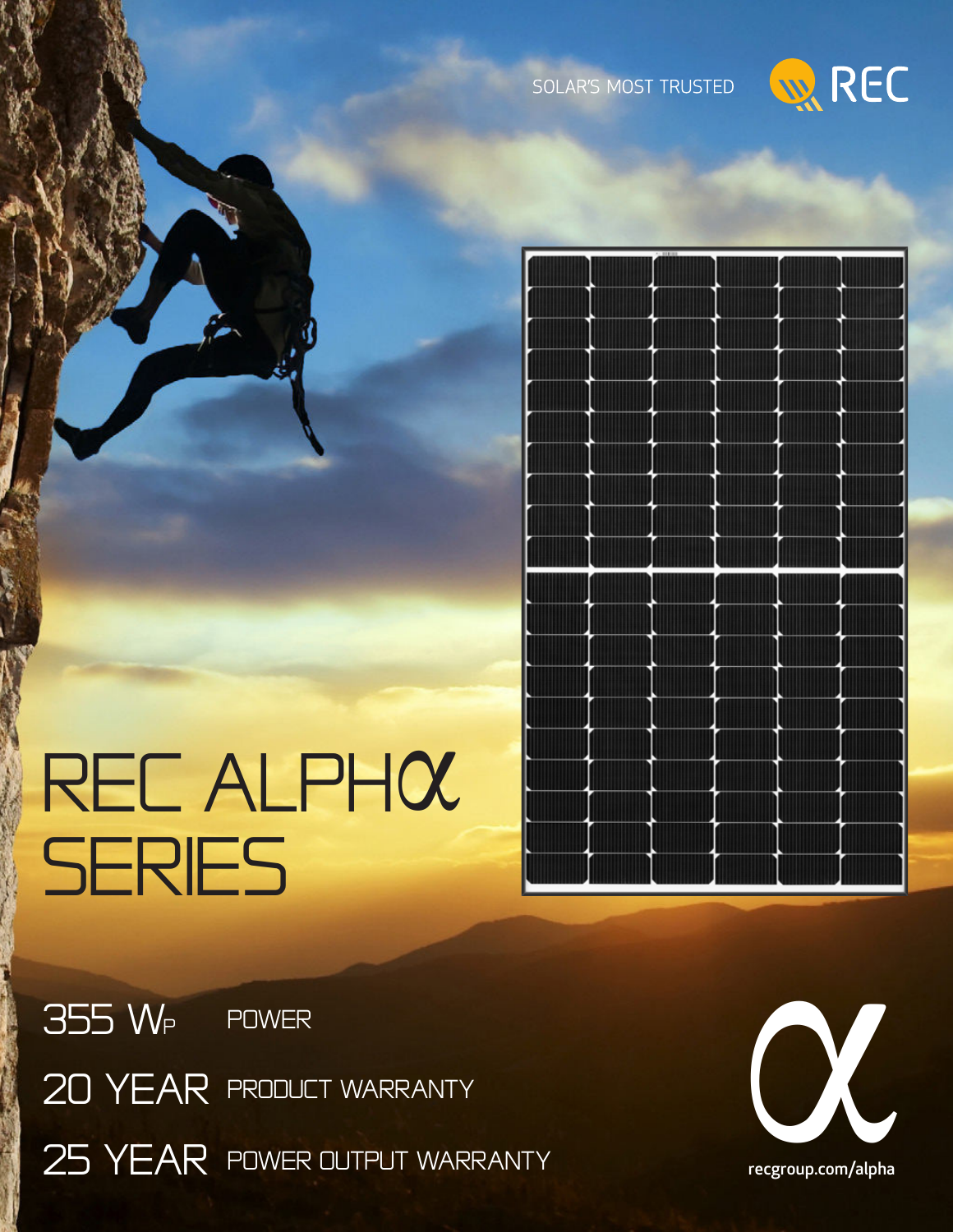SOLAR'S MOST TRUSTED

REC

# REC ALPHα SERIES

355 $W_P$ POWER

20 YEAR PRODUCT WARRANTY

25 YEAR POWER OUTPUT WARRANTY

α

recgroup.com/alpha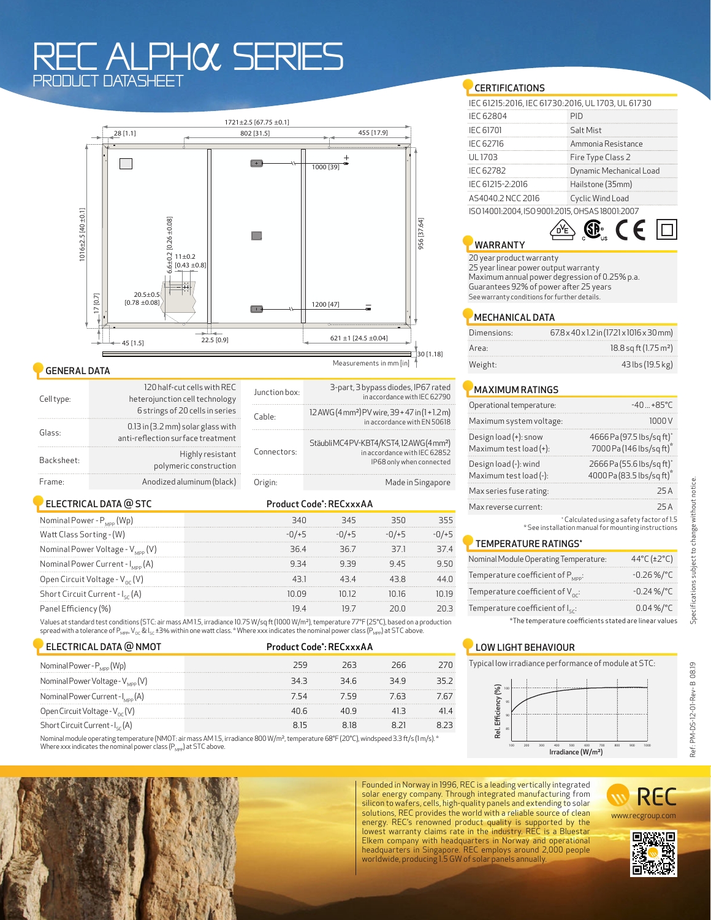# REC ALPHα SERIES

PRODUCT DATASHEET

1721±2.5 [67.75 ±0.1]

28 [1.1]

802 [31.5]

455 [17.9]

1000 [39]

1016±2.5 [40 ±0.1]

6.6±0.2 [0.26 ±0.08]

11±0.2

[0.43 ±0.8]

956 [37.64]

20.5±0.5

[0.78 ±0.08]

17 [0.7]

1200 [47]

45 [1.5]

22.5 [0.9]

621 ±1 [24.5 ±0.04]

30 [1.18]

Measurements in mm [in]

## CERTIFICATIONS

| | |
|---|---|
| IEC 61215:2016, IEC 61730:2016, UL 1703, UL 61730 | |
| IEC 62804 | PID |
| IEC 61701 | Salt Mist |
| IEC 62716 | Ammonia Resistance |
| UL 1703 | Fire Type Class 2 |
| IEC 62782 | Dynamic Mechanical Load |
| IEC 61215-2:2016 | Hailstone (35mm) |
| AS4040.2 NCC 2016 | Cyclic Wind Load |
| ISO 14001:2004, ISO 9001:2015, OHSAS 18001:2007 | |

## WARRANTY

20 year product warranty
25 year linear power output warranty
Maximum annual power degression of 0.25% p.a.
Guarantees 92% of power after 25 years
See warranty conditions for further details.

## MECHANICAL DATA

| | |
|---|---|
| Dimensions: | 67.8 x 40 x 1.2 in (1721 x 1016 x 30 mm) |
| Area: | 18.8 sq ft (1.75 m²) |
| Weight: | 43 lbs (19.5 kg) |

## GENERAL DATA

| | | | |
|---|---|---|---|
| Cell type: | 120 half-cut cells with REC heterojunction cell technology 6 strings of 20 cells in series | Junction box: | 3-part, 3 bypass diodes, IP67 rated in accordance with IEC 62790 |
| Glass: | 0.13 in (3.2 mm) solar glass with anti-reflection surface treatment | Cable: | 12 AWG (4 mm²) PV wire, 39 + 47 in (1 + 1.2 m) in accordance with EN 50618 |
| Backsheet: | Highly resistant polymeric construction | Connectors: | Stäubli MC4 PV-KBT4/KST4, 12 AWG (4 mm²) in accordance with IEC 62852 IP68 only when connected |
| Frame: | Anodized aluminum (black) | Origin: | Made in Singapore |

## MAXIMUM RATINGS

| | |
|---|---|
| Operational temperature: | -40 ... +85°C |
| Maximum system voltage: | 1000 V |
| Design load (+): snow<br>Maximum test load (+): | 4666 Pa (97.5 lbs/sq ft)*<br>7000 Pa (146 lbs/sq ft)* |
| Design load (-): wind<br>Maximum test load (-): | 2666 Pa (55.6 lbs/sq ft)*<br>4000 Pa (83.5 lbs/sq ft)* |
| Max series fuse rating: | 25 A |
| Max reverse current: | 25 A |

* Calculated using a safety factor of 1.5
* See installation manual for mounting instructions

## ELECTRICAL DATA @ STC

| Product Code*: RECxxxAA | | | | |
|---|---|---|---|---|
| Nominal Power - $P_{MPP}$ (Wp) | 340 | 345 | 350 | 355 |
| Watt Class Sorting - (W) | -0/+5 | -0/+5 | -0/+5 | -0/+5 |
| Nominal Power Voltage - $V_{MPP}$ (V) | 36.4 | 36.7 | 37.1 | 37.4 |
| Nominal Power Current - $I_{MPP}$ (A) | 9.34 | 9.39 | 9.45 | 9.50 |
| Open Circuit Voltage - $V_{OC}$ (V) | 43.1 | 43.4 | 43.8 | 44.0 |
| Short Circuit Current - $I_{SC}$ (A) | 10.09 | 10.12 | 10.16 | 10.19 |
| Panel Efficiency (%) | 19.4 | 19.7 | 20.0 | 20.3 |

Values at standard test conditions (STC: air mass AM 1.5, irradiance 10.75 W/sq ft (1000 W/m²), temperature 77°F (25°C), based on a production spread with a tolerance of $P_{MPP}$, $V_{OC}$ & $I_{SC}$ ±3% within one watt class. * Where xxx indicates the nominal power class ($P_{MPP}$) at STC above.

## TEMPERATURE RATINGS*

| | |
|---|---|
| Nominal Module Operating Temperature: | 44°C (±2°C) |
| Temperature coefficient of $P_{MPP}$: | -0.26 %/°C |
| Temperature coefficient of $V_{OC}$: | -0.24 %/°C |
| Temperature coefficient of $I_{SC}$: | 0.04 %/°C |

*The temperature coefficients stated are linear values

## ELECTRICAL DATA @ NMOT

| Product Code*: RECxxxAA | | | | |
|---|---|---|---|---|
| Nominal Power - $P_{MPP}$ (Wp) | 259 | 263 | 266 | 270 |
| Nominal Power Voltage - $V_{MPP}$ (V) | 34.3 | 34.6 | 34.9 | 35.2 |
| Nominal Power Current - $I_{MPP}$ (A) | 7.54 | 7.59 | 7.63 | 7.67 |
| Open Circuit Voltage - $V_{OC}$ (V) | 40.6 | 40.9 | 41.3 | 41.4 |
| Short Circuit Current - $I_{SC}$ (A) | 8.15 | 8.18 | 8.21 | 8.23 |

Nominal module operating temperature (NMOT: air mass AM 1.5, irradiance 800 W/m², temperature 68°F (20°C), windspeed 3.3 ft/s (1 m/s). * Where xxx indicates the nominal power class ($P_{MPP}$) at STC above.

## LOW LIGHT BEHAVIOUR

Typical low irradiance performance of module at STC:

Rel. Efficiency (%)

100
95
90
85

100 200 300 400 500 600 700 800 900 1000

Irradiance (W/m²)

Specifications subject to change without notice.

Ref: PM-DS-12-01-Rev- B 08.19

Founded in Norway in 1996, REC is a leading vertically integrated solar energy company. Through integrated manufacturing from silicon to wafers, cells, high-quality panels and extending to solar solutions, REC provides the world with a reliable source of clean energy. REC's renowned product quality is supported by the lowest warranty claims rate in the industry. REC is a Bluestar Elkem company with headquarters in Norway and operational headquarters in Singapore. REC employs around 2,000 people worldwide, producing 1.5 GW of solar panels annually.

REC

www.recgroup.com